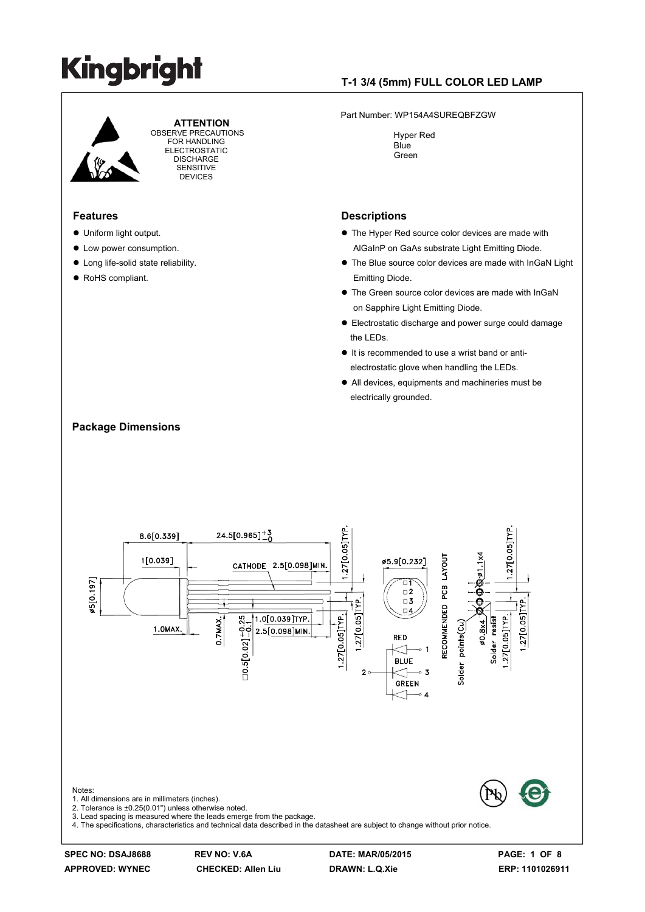# Kingbright

## T-1 3/4 (5mm) FULL COLOR LED LAMP

**ATTENTION**
OBSERVE PRECAUTIONS FOR HANDLING ELECTROSTATIC DISCHARGE SENSITIVE DEVICES

Part Number: WP154A4SUREQBFZGW

Hyper Red
Blue
Green

## Features

- Uniform light output.
- Low power consumption.
- Long life-solid state reliability.
- RoHS compliant.

## Descriptions

- The Hyper Red source color devices are made with AlGaInP on GaAs substrate Light Emitting Diode.
- The Blue source color devices are made with InGaN Light Emitting Diode.
- The Green source color devices are made with InGaN on Sapphire Light Emitting Diode.
- Electrostatic discharge and power surge could damage the LEDs.
- It is recommended to use a wrist band or anti-electrostatic glove when handling the LEDs.
- All devices, equipments and machineries must be electrically grounded.

## Package Dimensions

Notes:
1. All dimensions are in millimeters (inches).
2. Tolerance is ±0.25(0.01") unless otherwise noted.
3. Lead spacing is measured where the leads emerge from the package.
4. The specifications, characteristics and technical data described in the datasheet are subject to change without prior notice.

SPEC NO: DSAJ8688 | REV NO: V.6A | DATE: MAR/05/2015 | ERP: 1101026911
APPROVED: WYNEC | CHECKED: Allen Liu | DRAWN: L.Q.Xie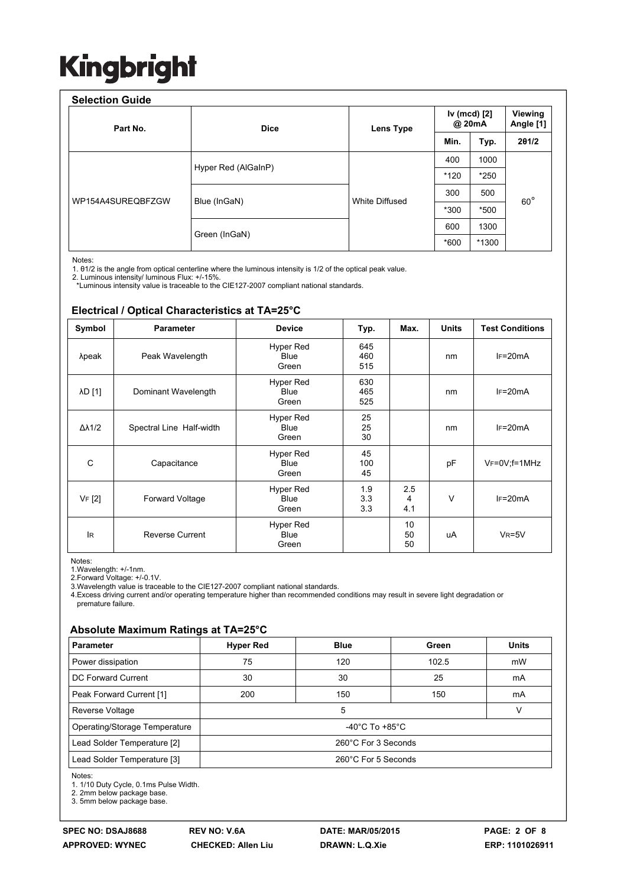# Kingbright

## Selection Guide

| Part No. | Dice | Lens Type | Iv (mcd) [2] @ 20mA | | Viewing Angle [1] |
|---|---|---|---|---|---|
| | | | Min. | Typ. | 2θ1/2 |
| WP154A4SUREQBFZGW | Hyper Red (AlGaInP) | White Diffused | 400 | 1000 | 60° |
| | | | *120 | *250 | |
| | Blue (InGaN) | | 300 | 500 | |
| | | | *300 | *500 | |
| | Green (InGaN) | | 600 | 1300 | |
| | | | *600 | *1300 | |

Notes:
1. θ1/2 is the angle from optical centerline where the luminous intensity is 1/2 of the optical peak value.
2. Luminous intensity/ luminous Flux: +/-15%.
*Luminous intensity value is traceable to the CIE127-2007 compliant national standards.

## Electrical / Optical Characteristics at TA=25°C

| Symbol | Parameter | Device | Typ. | Max. | Units | Test Conditions |
|---|---|---|---|---|---|---|
| λpeak | Peak Wavelength | Hyper Red<br>Blue<br>Green | 645<br>460<br>515 | | nm | IF=20mA |
| λD [1] | Dominant Wavelength | Hyper Red<br>Blue<br>Green | 630<br>465<br>525 | | nm | IF=20mA |
| Δλ1/2 | Spectral Line Half-width | Hyper Red<br>Blue<br>Green | 25<br>25<br>30 | | nm | IF=20mA |
| C | Capacitance | Hyper Red<br>Blue<br>Green | 45<br>100<br>45 | | pF | VF=0V;f=1MHz |
| VF [2] | Forward Voltage | Hyper Red<br>Blue<br>Green | 1.9<br>3.3<br>3.3 | 2.5<br>4<br>4.1 | V | IF=20mA |
| IR | Reverse Current | Hyper Red<br>Blue<br>Green | | 10<br>50<br>50 | uA | VR=5V |

Notes:
1.Wavelength: +/-1nm.
2.Forward Voltage: +/-0.1V.
3.Wavelength value is traceable to the CIE127-2007 compliant national standards.
4.Excess driving current and/or operating temperature higher than recommended conditions may result in severe light degradation or premature failure.

## Absolute Maximum Ratings at TA=25°C

| Parameter | Hyper Red | Blue | Green | Units |
|---|---|---|---|---|
| Power dissipation | 75 | 120 | 102.5 | mW |
| DC Forward Current | 30 | 30 | 25 | mA |
| Peak Forward Current [1] | 200 | 150 | 150 | mA |
| Reverse Voltage | 5 | | | V |
| Operating/Storage Temperature | -40°C To +85°C | | | |
| Lead Solder Temperature [2] | 260°C For 3 Seconds | | | |
| Lead Solder Temperature [3] | 260°C For 5 Seconds | | | |

Notes:
1. 1/10 Duty Cycle, 0.1ms Pulse Width.
2. 2mm below package base.
3. 5mm below package base.

SPEC NO: DSAJ8688 REV NO: V.6A DATE: MAR/05/2015
APPROVED: WYNEC CHECKED: Allen Liu DRAWN: L.Q.Xie ERP: 1101026911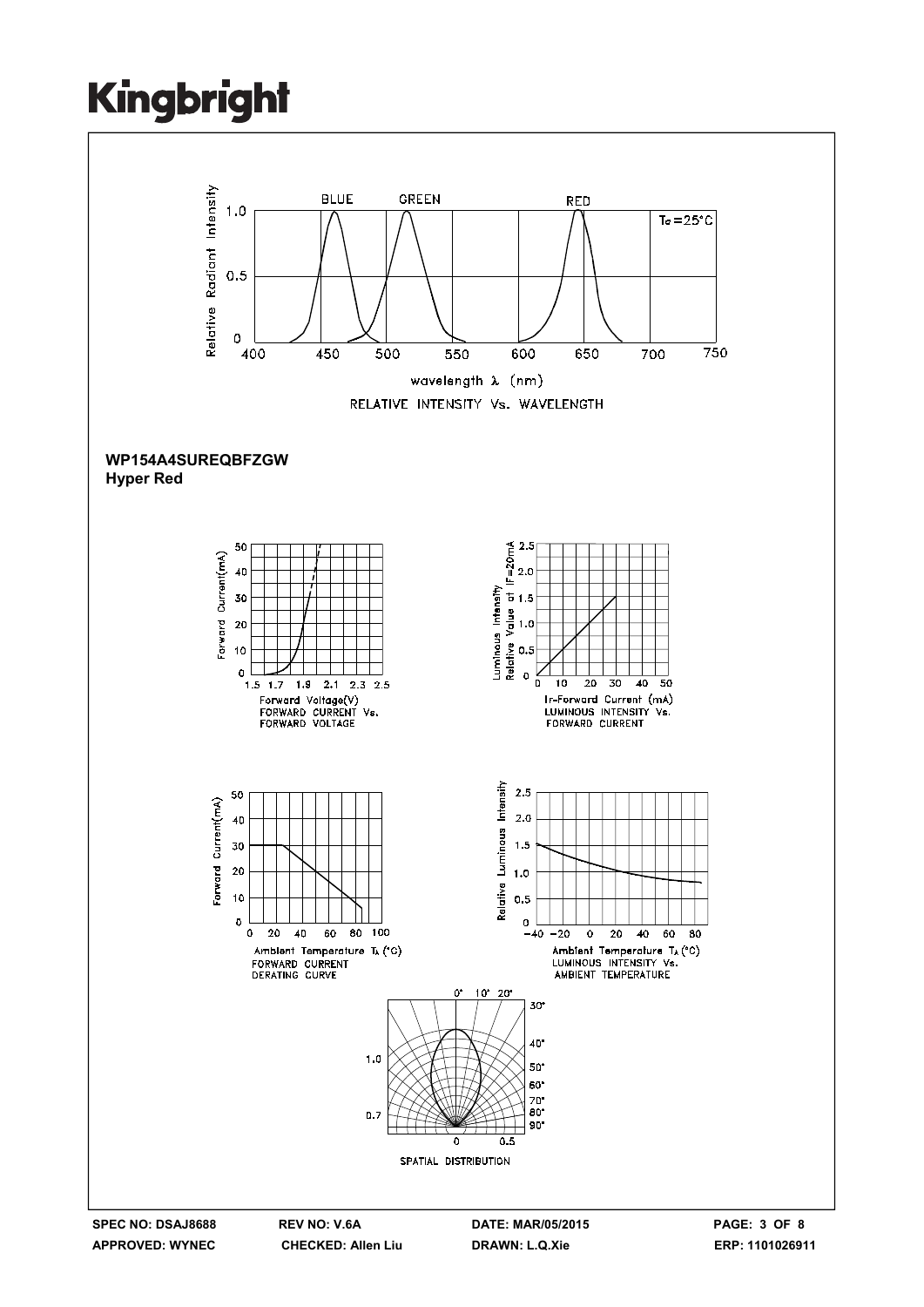RELATIVE INTENSITY Vs. WAVELENGTH

**WP154A4SUREQBFZGW**
**Hyper Red**

FORWARD CURRENT Vs. FORWARD VOLTAGE

LUMINOUS INTENSITY Vs. FORWARD CURRENT

FORWARD CURRENT DERATING CURVE

LUMINOUS INTENSITY Vs. AMBIENT TEMPERATURE

SPATIAL DISTRIBUTION

**SPEC NO: DSAJ8688** **REV NO: V.6A** **DATE: MAR/05/2015** **PAGE: 3 OF 8**
**APPROVED: WYNEC** **CHECKED: Allen Liu** **DRAWN: L.Q.Xie** **ERP: 1101026911**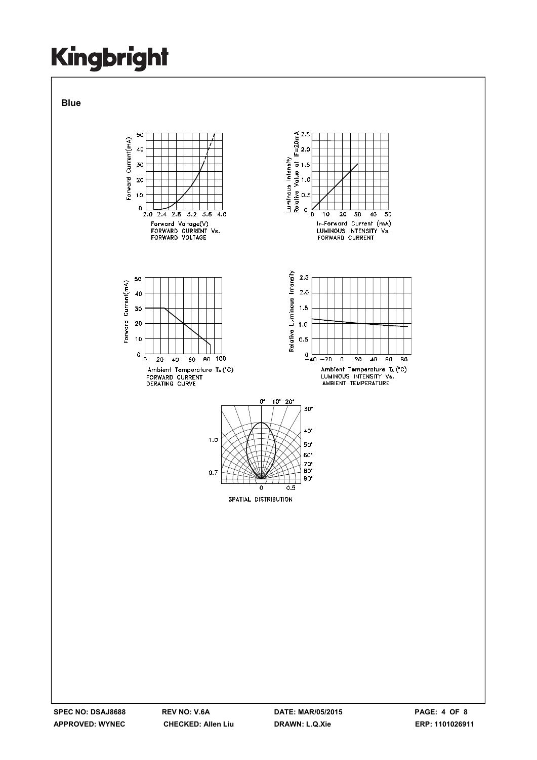**Blue**

Forward Voltage(V)
FORWARD CURRENT Vs.
FORWARD VOLTAGE

If-Forward Current (mA)
LUMINOUS INTENSITY Vs.
FORWARD CURRENT

Ambient Temperature $T_A$ (°C)
FORWARD CURRENT
DERATING CURVE

Ambient Temperature $T_A$ (°C)
LUMINOUS INTENSITY Vs.
AMBIENT TEMPERATURE

SPATIAL DISTRIBUTION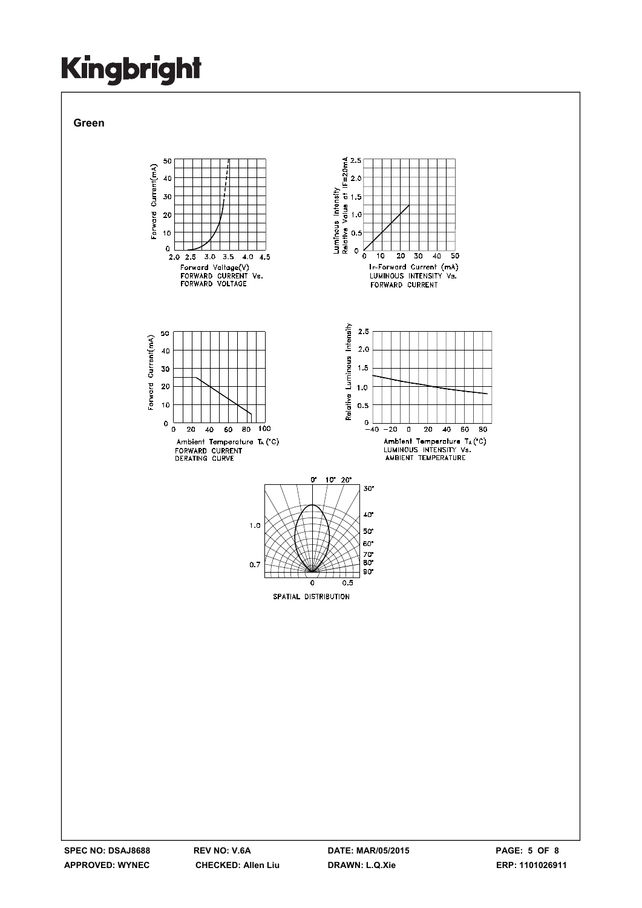## Green

Forward Current(mA)

Forward Voltage(V)
FORWARD CURRENT Vs.
FORWARD VOLTAGE

Luminous Intensity
Relative Value at IF=20mA

IF-Forward Current (mA)
LUMINOUS INTENSITY Vs.
FORWARD CURRENT

Forward Current(mA)

Ambient Temperature $T_A$ (°C)
FORWARD CURRENT
DERATING CURVE

Relative Luminous Intensity

Ambient Temperature $T_A$ (°C)
LUMINOUS INTENSITY Vs.
AMBIENT TEMPERATURE

SPATIAL DISTRIBUTION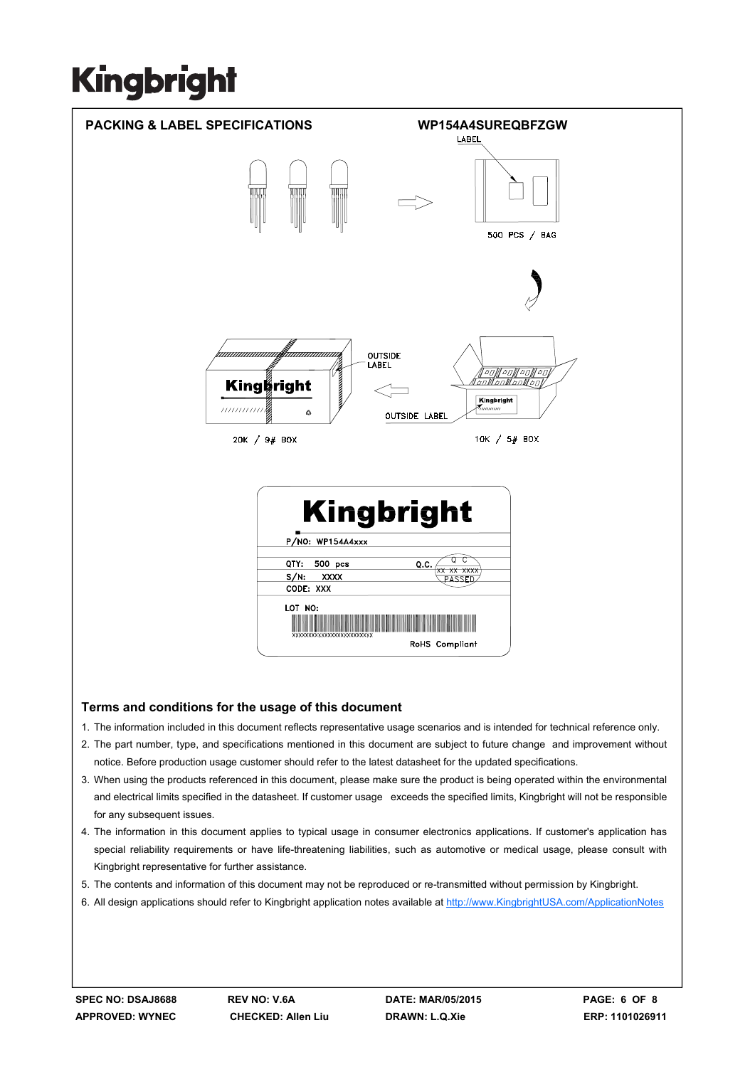## PACKING & LABEL SPECIFICATIONS

**WP154A4SUREQBFZGW**

LABEL

500 PCS / BAG

OUTSIDE LABEL

OUTSIDE LABEL

20K / 9# BOX

10K / 5# BOX

Kingbright

P/NO: WP154A4xxx

QTY: 500 pcs

Q.C.

QC XX XX XXXX PASSED

S/N: XXXX

CODE: XXX

LOT NO:

XXXXXXXXXXXXXXXXXXXXXXXX

RoHS Compliant

### Terms and conditions for the usage of this document

1. The information included in this document reflects representative usage scenarios and is intended for technical reference only.
2. The part number, type, and specifications mentioned in this document are subject to future change and improvement without notice. Before production usage customer should refer to the latest datasheet for the updated specifications.
3. When using the products referenced in this document, please make sure the product is being operated within the environmental and electrical limits specified in the datasheet. If customer usage exceeds the specified limits, Kingbright will not be responsible for any subsequent issues.
4. The information in this document applies to typical usage in consumer electronics applications. If customer's application has special reliability requirements or have life-threatening liabilities, such as automotive or medical usage, please consult with Kingbright representative for further assistance.
5. The contents and information of this document may not be reproduced or re-transmitted without permission by Kingbright.
6. All design applications should refer to Kingbright application notes available at http://www.KingbrightUSA.com/ApplicationNotes

| SPEC NO: DSAJ8688 | REV NO: V.6A | DATE: MAR/05/2015 | PAGE: 6 OF 8 |
| --- | --- | --- | --- |
| APPROVED: WYNEC | CHECKED: Allen Liu | DRAWN: L.Q.Xie | ERP: 1101026911 |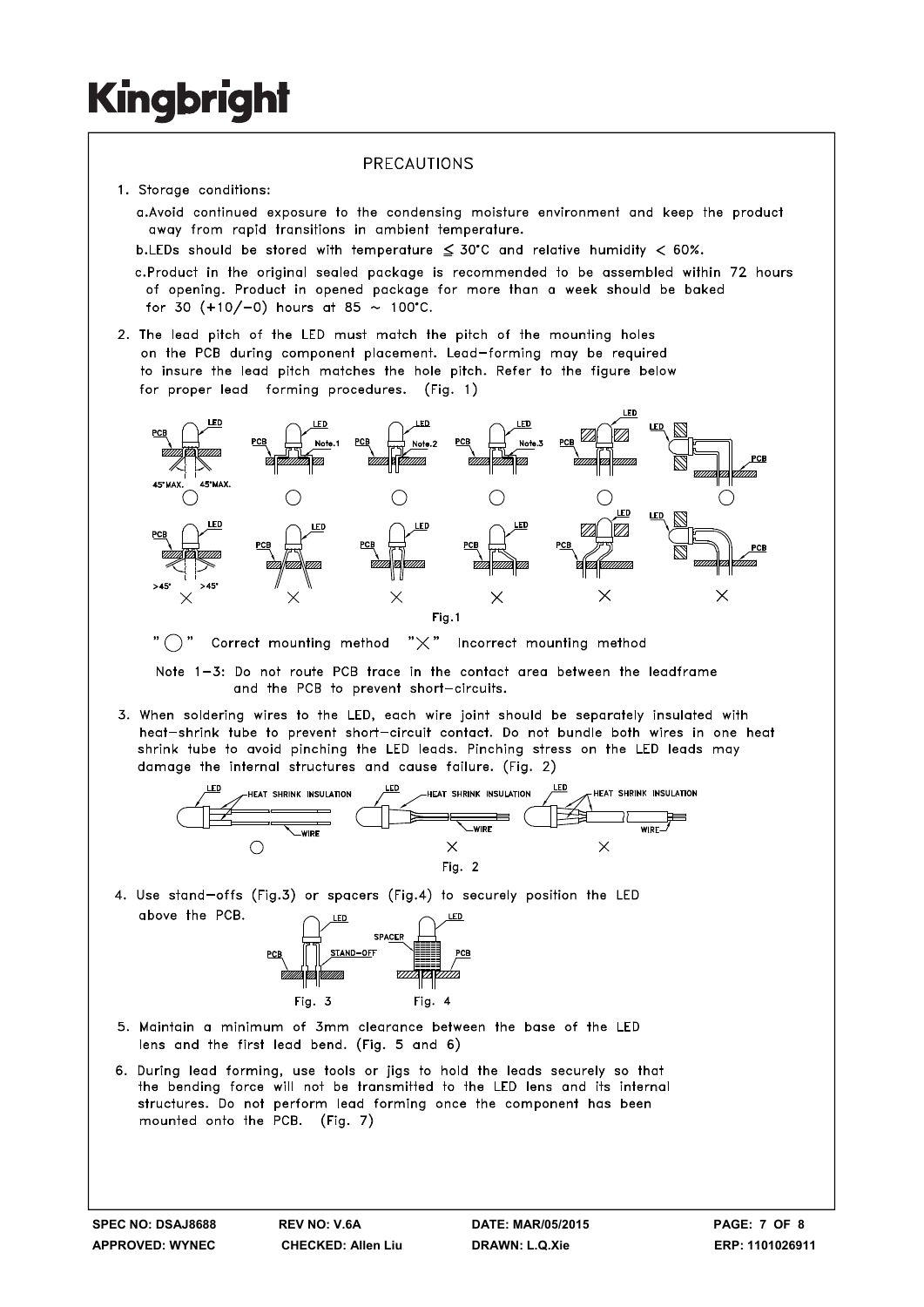# PRECAUTIONS

1. Storage conditions:

   a. Avoid continued exposure to the condensing moisture environment and keep the product away from rapid transitions in ambient temperature.

   b. LEDs should be stored with temperature ≦ 30°C and relative humidity < 60%.

   c. Product in the original sealed package is recommended to be assembled within 72 hours of opening. Product in opened package for more than a week should be baked for 30 (+10/−0) hours at 85 ~ 100°C.

2. The lead pitch of the LED must match the pitch of the mounting holes on the PCB during component placement. Lead-forming may be required to insure the lead pitch matches the hole pitch. Refer to the figure below for proper lead forming procedures. (Fig. 1)

Fig.1

"○" Correct mounting method "×" Incorrect mounting method

Note 1−3: Do not route PCB trace in the contact area between the leadframe and the PCB to prevent short-circuits.

3. When soldering wires to the LED, each wire joint should be separately insulated with heat-shrink tube to prevent short-circuit contact. Do not bundle both wires in one heat shrink tube to avoid pinching the LED leads. Pinching stress on the LED leads may damage the internal structures and cause failure. (Fig. 2)

Fig. 2

4. Use stand-offs (Fig.3) or spacers (Fig.4) to securely position the LED above the PCB.

Fig. 3 Fig. 4

5. Maintain a minimum of 3mm clearance between the base of the LED lens and the first lead bend. (Fig. 5 and 6)

6. During lead forming, use tools or jigs to hold the leads securely so that the bending force will not be transmitted to the LED lens and its internal structures. Do not perform lead forming once the component has been mounted onto the PCB. (Fig. 7)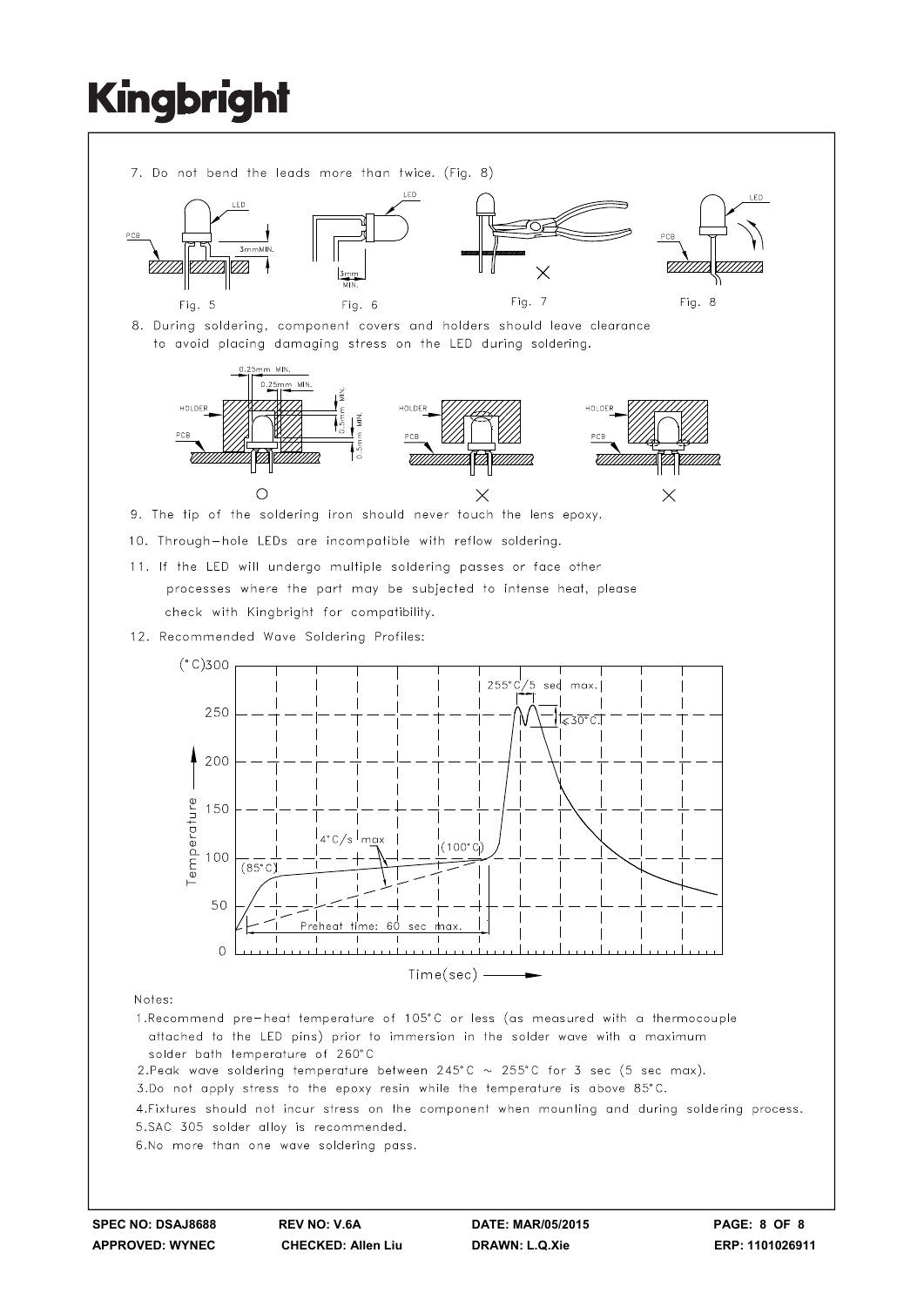7. Do not bend the leads more than twice. (Fig. 8)

Fig. 5 Fig. 6 Fig. 7 Fig. 8

8. During soldering, component covers and holders should leave clearance to avoid placing damaging stress on the LED during soldering.

9. The tip of the soldering iron should never touch the lens epoxy.

10. Through-hole LEDs are incompatible with reflow soldering.

11. If the LED will undergo multiple soldering passes or face other processes where the part may be subjected to intense heat, please check with Kingbright for compatibility.

12. Recommended Wave Soldering Profiles:

Notes:

1. Recommend pre-heat temperature of 105°C or less (as measured with a thermocouple attached to the LED pins) prior to immersion in the solder wave with a maximum solder bath temperature of 260°C
2. Peak wave soldering temperature between 245°C ~ 255°C for 3 sec (5 sec max).
3. Do not apply stress to the epoxy resin while the temperature is above 85°C.
4. Fixtures should not incur stress on the component when mounting and during soldering process.
5. SAC 305 solder alloy is recommended.
6. No more than one wave soldering pass.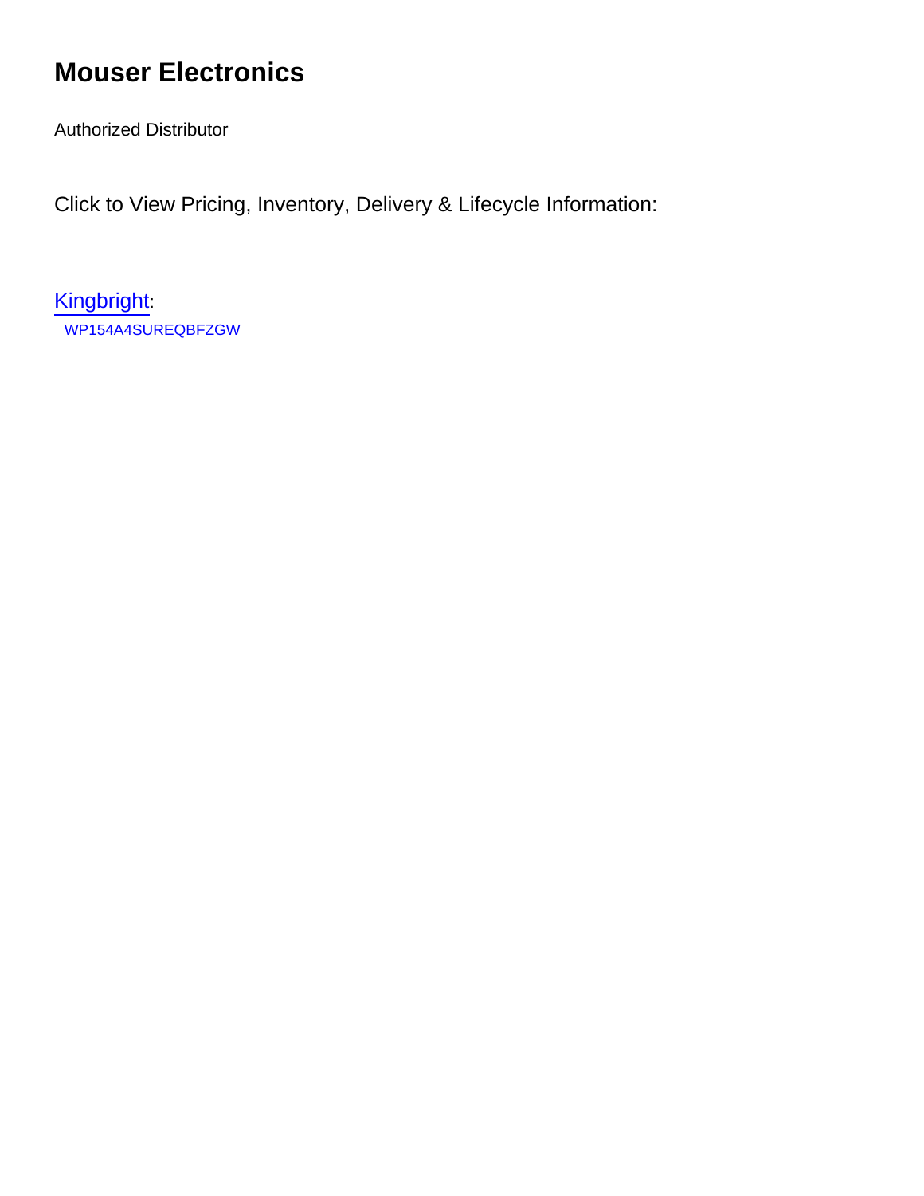# Mouser Electronics

Authorized Distributor

Click to View Pricing, Inventory, Delivery & Lifecycle Information:

Kingbright:

WP154A4SUREQBFZGW